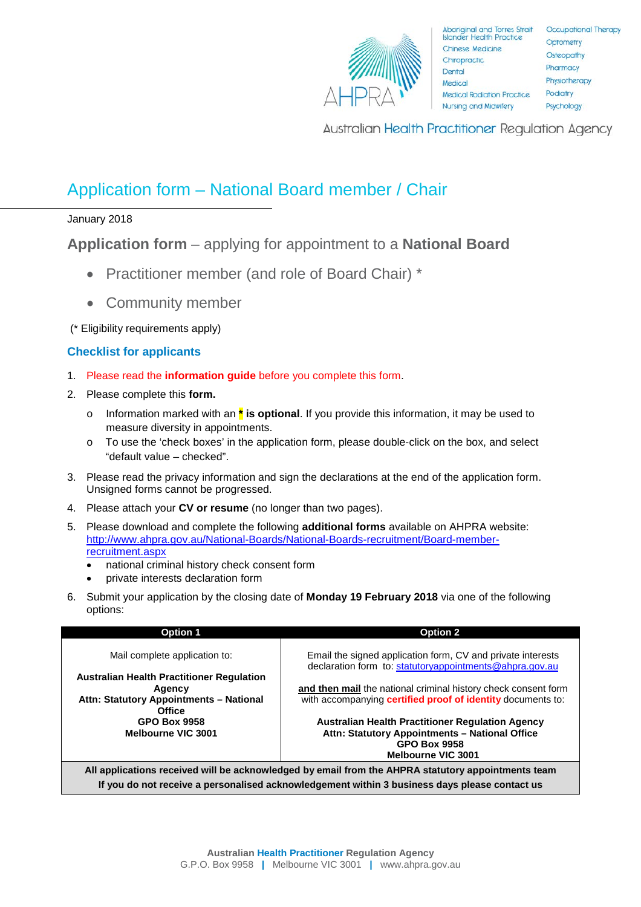AHPRA

Aboriginal and Torres Strait Islander Health Practice
Chinese Medicine
Chiropractic
Dental
Medical
Medical Radiation Practice
Nursing and Midwifery
Occupational Therapy
Optometry
Osteopathy
Pharmacy
Physiotherapy
Podiatry
Psychology

Australian Health Practitioner Regulation Agency

# Application form – National Board member / Chair

January 2018

## Application form – applying for appointment to a **National Board**

- Practitioner member (and role of Board Chair) *
- Community member

(* Eligibility requirements apply)

### Checklist for applicants

1. Please read the **information guide** before you complete this form.
2. Please complete this **form.**
   - o Information marked with an **\*** **is optional**. If you provide this information, it may be used to measure diversity in appointments.
   - o To use the 'check boxes' in the application form, please double-click on the box, and select "default value – checked".
3. Please read the privacy information and sign the declarations at the end of the application form. Unsigned forms cannot be progressed.
4. Please attach your **CV or resume** (no longer than two pages).
5. Please download and complete the following **additional forms** available on AHPRA website: http://www.ahpra.gov.au/National-Boards/National-Boards-recruitment/Board-member-recruitment.aspx
   - national criminal history check consent form
   - private interests declaration form
6. Submit your application by the closing date of **Monday 19 February 2018** via one of the following options:

| Option 1 | Option 2 |
|---|---|
| Mail complete application to:<br><br>**Australian Health Practitioner Regulation Agency**<br>**Attn: Statutory Appointments – National Office**<br>**GPO Box 9958**<br>**Melbourne VIC 3001** | Email the signed application form, CV and private interests declaration form to: statutoryappointments@ahpra.gov.au<br><br>**and then mail** the national criminal history check consent form with accompanying **certified proof of identity** documents to:<br><br>**Australian Health Practitioner Regulation Agency**<br>**Attn: Statutory Appointments – National Office**<br>**GPO Box 9958**<br>**Melbourne VIC 3001** |
| **All applications received will be acknowledged by email from the AHPRA statutory appointments team**<br>**If you do not receive a personalised acknowledgement within 3 business days please contact us** | |

Australian Health Practitioner Regulation Agency
G.P.O. Box 9958 | Melbourne VIC 3001 | www.ahpra.gov.au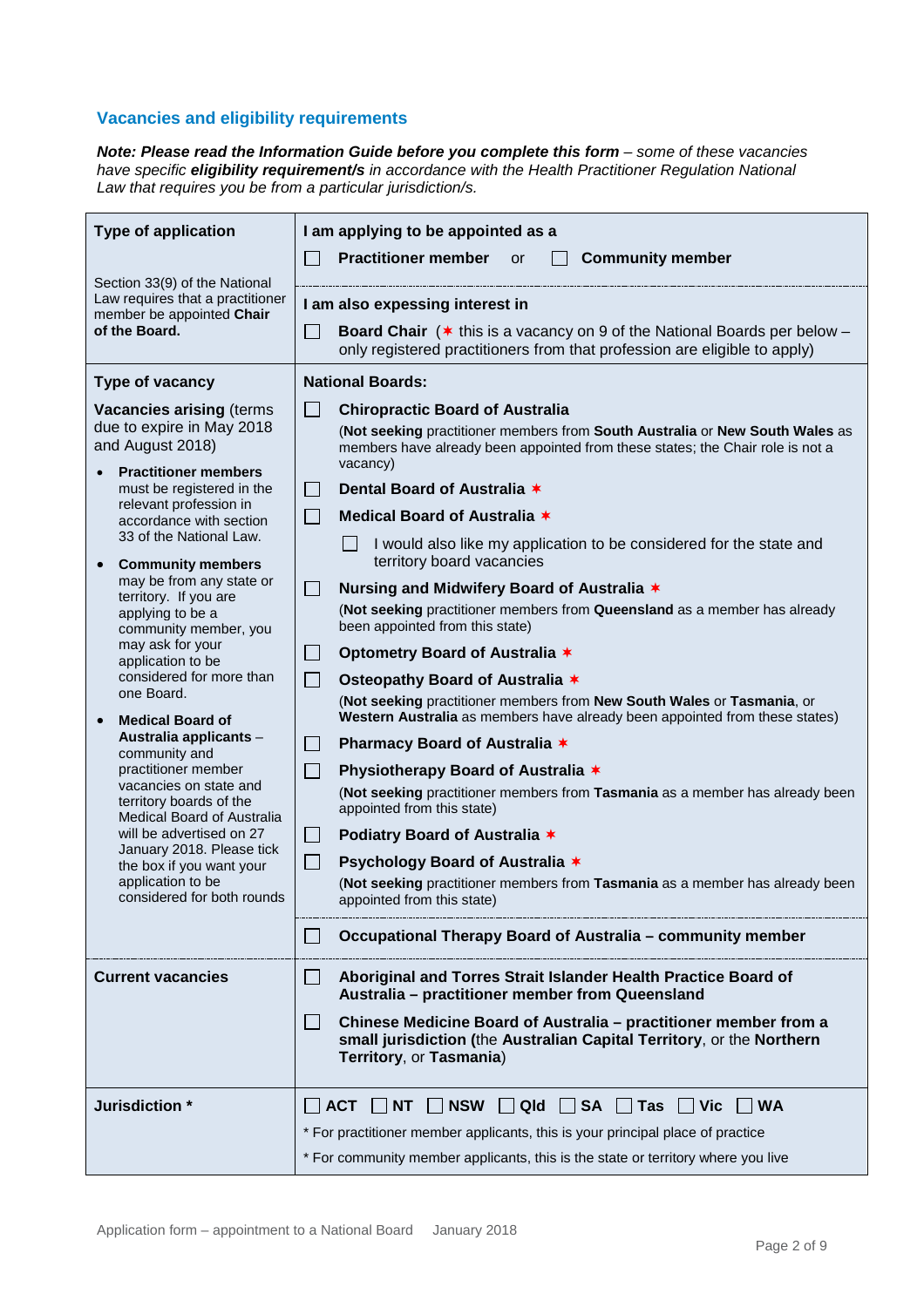## Vacancies and eligibility requirements

***Note: Please read the Information Guide before you complete this form*** *– some of these vacancies have specific **eligibility requirement/s** in accordance with the Health Practitioner Regulation National Law that requires you be from a particular jurisdiction/s.*

| | |
|---|---|
| **Type of application**<br><br>Section 33(9) of the National Law requires that a practitioner member be appointed **Chair of the Board.** | **I am applying to be appointed as a**<br><br>☐ **Practitioner member** or ☐ **Community member**<br><br>**I am also expessing interest in**<br><br>☐ **Board Chair** (✶ this is a vacancy on 9 of the National Boards per below – only registered practitioners from that profession are eligible to apply) |
| **Type of vacancy**<br><br>**Vacancies arising** (terms due to expire in May 2018 and August 2018)<br><br>• **Practitioner members** must be registered in the relevant profession in accordance with section 33 of the National Law.<br><br>• **Community members** may be from any state or territory. If you are applying to be a community member, you may ask for your application to be considered for more than one Board.<br><br>• **Medical Board of Australia applicants** – community and practitioner member vacancies on state and territory boards of the Medical Board of Australia will be advertised on 27 January 2018. Please tick the box if you want your application to be considered for both rounds | **National Boards:**<br><br>☐ **Chiropractic Board of Australia**<br>(**Not seeking** practitioner members from **South Australia** or **New South Wales** as members have already been appointed from these states; the Chair role is not a vacancy)<br><br>☐ **Dental Board of Australia** ✶<br><br>☐ **Medical Board of Australia** ✶<br>☐ I would also like my application to be considered for the state and territory board vacancies<br><br>☐ **Nursing and Midwifery Board of Australia** ✶<br>(**Not seeking** practitioner members from **Queensland** as a member has already been appointed from this state)<br><br>☐ **Optometry Board of Australia** ✶<br><br>☐ **Osteopathy Board of Australia** ✶<br>(**Not seeking** practitioner members from **New South Wales** or **Tasmania**, or **Western Australia** as members have already been appointed from these states)<br><br>☐ **Pharmacy Board of Australia** ✶<br><br>☐ **Physiotherapy Board of Australia** ✶<br>(**Not seeking** practitioner members from **Tasmania** as a member has already been appointed from this state)<br><br>☐ **Podiatry Board of Australia** ✶<br><br>☐ **Psychology Board of Australia** ✶<br>(**Not seeking** practitioner members from **Tasmania** as a member has already been appointed from this state)<br><br>☐ **Occupational Therapy Board of Australia – community member** |
| **Current vacancies** | ☐ **Aboriginal and Torres Strait Islander Health Practice Board of Australia – practitioner member from Queensland**<br><br>☐ **Chinese Medicine Board of Australia – practitioner member from a small jurisdiction** (the **Australian Capital Territory**, or the **Northern Territory**, or **Tasmania**) |
| **Jurisdiction** * | ☐ **ACT** ☐ **NT** ☐ **NSW** ☐ **Qld** ☐ **SA** ☐ **Tas** ☐ **Vic** ☐ **WA**<br><br>* For practitioner member applicants, this is your principal place of practice<br><br>* For community member applicants, this is the state or territory where you live |

Application form – appointment to a National Board January 2018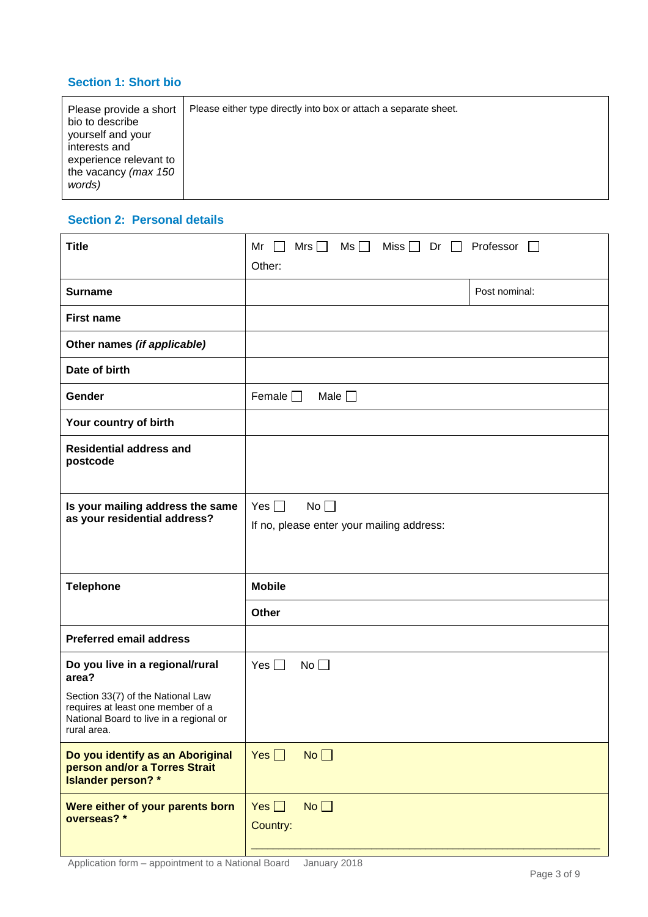## Section 1: Short bio

| Please provide a short bio to describe yourself and your interests and experience relevant to the vacancy *(max 150 words)* | Please either type directly into box or attach a separate sheet. |
|---|---|

## Section 2: Personal details

| | | |
|---|---|---|
| **Title** | Mr ☐ Mrs ☐ Ms ☐ Miss ☐ Dr ☐ Professor ☐<br>Other: | |
| **Surname** | | Post nominal: |
| **First name** | | |
| **Other names *(if applicable)*** | | |
| **Date of birth** | | |
| **Gender** | Female ☐ Male ☐ | |
| **Your country of birth** | | |
| **Residential address and postcode** | | |
| **Is your mailing address the same as your residential address?** | Yes ☐ No ☐<br>If no, please enter your mailing address: | |
| **Telephone** | **Mobile** | |
| | **Other** | |
| **Preferred email address** | | |
| **Do you live in a regional/rural area?**<br>Section 33(7) of the National Law requires at least one member of a National Board to live in a regional or rural area. | Yes ☐ No ☐ | |
| **Do you identify as an Aboriginal person and/or a Torres Strait Islander person? *** | Yes ☐ No ☐ | |
| **Were either of your parents born overseas? *** | Yes ☐ No ☐<br>Country: ____________________ | |

Application form – appointment to a National Board January 2018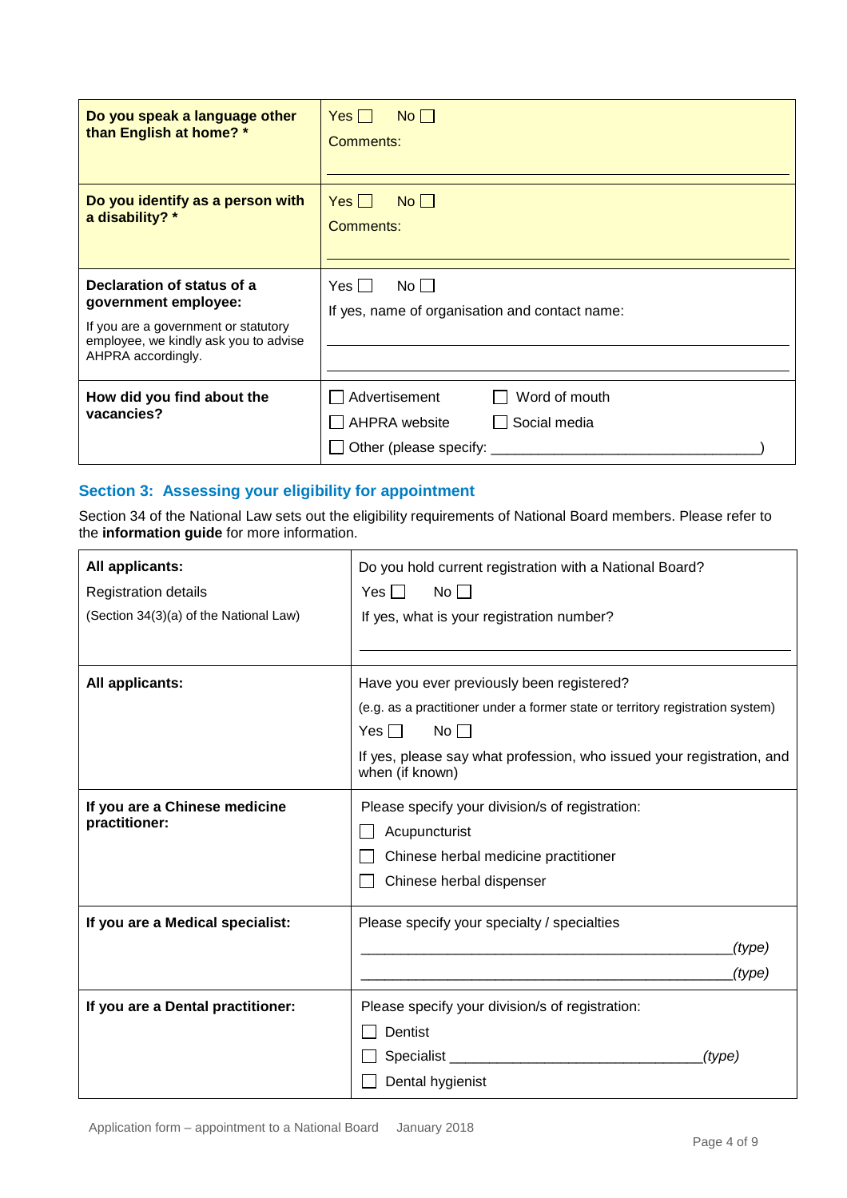| | |
|---|---|
| **Do you speak a language other than English at home? *** | Yes ☐ No ☐<br>Comments:<br>\_\_\_\_\_\_\_\_\_\_\_\_\_\_\_\_\_\_\_\_\_\_\_\_\_\_\_\_\_\_\_\_\_\_\_\_\_\_\_\_\_\_ |
| **Do you identify as a person with a disability? *** | Yes ☐ No ☐<br>Comments:<br>\_\_\_\_\_\_\_\_\_\_\_\_\_\_\_\_\_\_\_\_\_\_\_\_\_\_\_\_\_\_\_\_\_\_\_\_\_\_\_\_\_\_ |
| **Declaration of status of a government employee:**<br>If you are a government or statutory employee, we kindly ask you to advise AHPRA accordingly. | Yes ☐ No ☐<br>If yes, name of organisation and contact name:<br>\_\_\_\_\_\_\_\_\_\_\_\_\_\_\_\_\_\_\_\_\_\_\_\_\_\_\_\_\_\_\_\_\_\_\_\_\_\_\_\_\_\_<br>\_\_\_\_\_\_\_\_\_\_\_\_\_\_\_\_\_\_\_\_\_\_\_\_\_\_\_\_\_\_\_\_\_\_\_\_\_\_\_\_\_\_ |
| **How did you find about the vacancies?** | ☐ Advertisement ☐ Word of mouth<br>☐ AHPRA website ☐ Social media<br>☐ Other (please specify: \_\_\_\_\_\_\_\_\_\_\_\_\_\_\_\_\_\_\_\_\_\_\_\_\_\_\_\_\_\_\_\_\_) |

## Section 3: Assessing your eligibility for appointment

Section 34 of the National Law sets out the eligibility requirements of National Board members. Please refer to the **information guide** for more information.

| | |
|---|---|
| **All applicants:**<br>Registration details<br>(Section 34(3)(a) of the National Law) | Do you hold current registration with a National Board?<br>Yes ☐ No ☐<br>If yes, what is your registration number?<br>\_\_\_\_\_\_\_\_\_\_\_\_\_\_\_\_\_\_\_\_\_\_\_\_\_\_\_\_\_\_\_\_\_\_\_\_\_\_\_\_\_\_ |
| **All applicants:** | Have you ever previously been registered?<br>(e.g. as a practitioner under a former state or territory registration system)<br>Yes ☐ No ☐<br>If yes, please say what profession, who issued your registration, and when (if known) |
| **If you are a Chinese medicine practitioner:** | Please specify your division/s of registration:<br>☐ Acupuncturist<br>☐ Chinese herbal medicine practitioner<br>☐ Chinese herbal dispenser |
| **If you are a Medical specialist:** | Please specify your specialty / specialties<br>\_\_\_\_\_\_\_\_\_\_\_\_\_\_\_\_\_\_\_\_\_\_\_\_\_\_\_\_\_\_\_\_\_\_\_\_\_\_\_\_\_\_*(type)*<br>\_\_\_\_\_\_\_\_\_\_\_\_\_\_\_\_\_\_\_\_\_\_\_\_\_\_\_\_\_\_\_\_\_\_\_\_\_\_\_\_\_\_*(type)* |
| **If you are a Dental practitioner:** | Please specify your division/s of registration:<br>☐ Dentist<br>☐ Specialist \_\_\_\_\_\_\_\_\_\_\_\_\_\_\_\_\_\_\_\_\_\_\_\_\_\_\_\_\_\_\_*(type)*<br>☐ Dental hygienist |

Application form – appointment to a National Board January 2018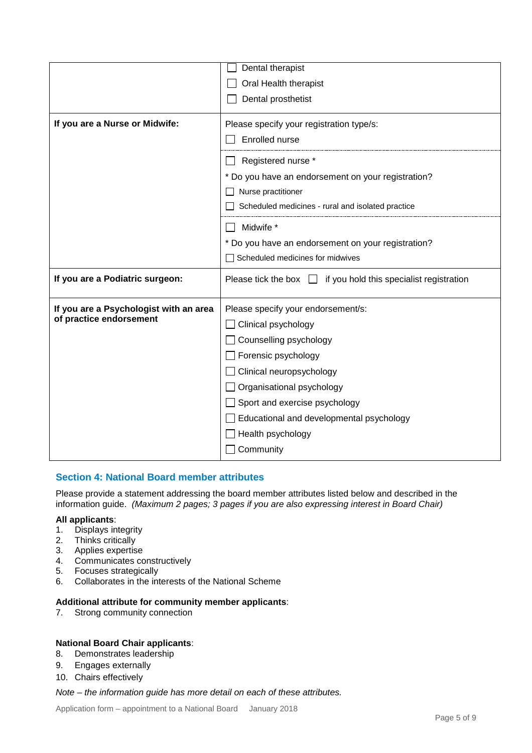| | |
|---|---|
| | ☐ Dental therapist<br>☐ Oral Health therapist<br>☐ Dental prosthetist |
| **If you are a Nurse or Midwife:** | Please specify your registration type/s:<br>☐ Enrolled nurse<br>☐ Registered nurse *<br>* Do you have an endorsement on your registration?<br>☐ Nurse practitioner<br>☐ Scheduled medicines - rural and isolated practice<br>☐ Midwife *<br>* Do you have an endorsement on your registration?<br>☐ Scheduled medicines for midwives |
| **If you are a Podiatric surgeon:** | Please tick the box ☐ if you hold this specialist registration |
| **If you are a Psychologist with an area of practice endorsement** | Please specify your endorsement/s:<br>☐ Clinical psychology<br>☐ Counselling psychology<br>☐ Forensic psychology<br>☐ Clinical neuropsychology<br>☐ Organisational psychology<br>☐ Sport and exercise psychology<br>☐ Educational and developmental psychology<br>☐ Health psychology<br>☐ Community |

## Section 4: National Board member attributes

Please provide a statement addressing the board member attributes listed below and described in the information guide. *(Maximum 2 pages; 3 pages if you are also expressing interest in Board Chair)*

**All applicants**:

1. Displays integrity
2. Thinks critically
3. Applies expertise
4. Communicates constructively
5. Focuses strategically
6. Collaborates in the interests of the National Scheme

**Additional attribute for community member applicants**:

7. Strong community connection

**National Board Chair applicants**:

8. Demonstrates leadership
9. Engages externally
10. Chairs effectively

*Note – the information guide has more detail on each of these attributes.*

Application form – appointment to a National Board January 2018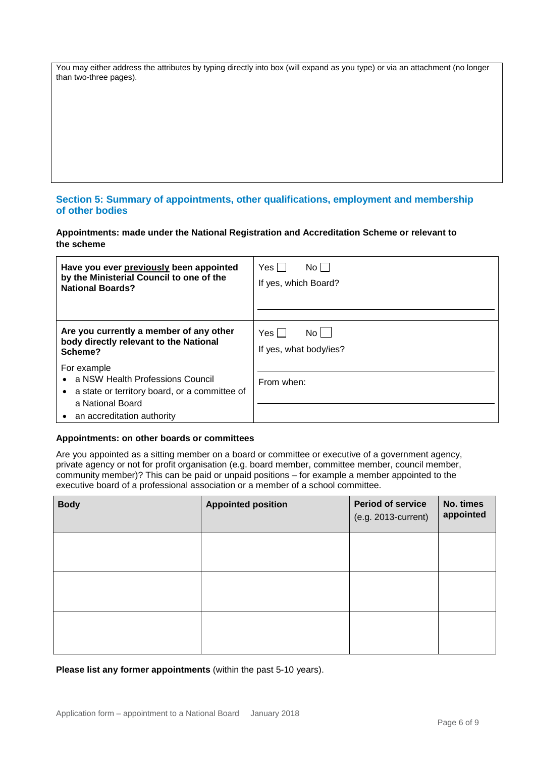You may either address the attributes by typing directly into box (will expand as you type) or via an attachment (no longer than two-three pages).

## Section 5: Summary of appointments, other qualifications, employment and membership of other bodies

**Appointments: made under the National Registration and Accreditation Scheme or relevant to the scheme**

| | |
|---|---|
| **Have you ever previously been appointed by the Ministerial Council to one of the National Boards?** | Yes ☐ No ☐<br>If yes, which Board? |
| **Are you currently a member of any other body directly relevant to the National Scheme?**<br>For example<br>• a NSW Health Professions Council<br>• a state or territory board, or a committee of a National Board<br>• an accreditation authority | Yes ☐ No ☐<br>If yes, what body/ies?<br><br>From when: |

**Appointments: on other boards or committees**

Are you appointed as a sitting member on a board or committee or executive of a government agency, private agency or not for profit organisation (e.g. board member, committee member, council member, community member)? This can be paid or unpaid positions – for example a member appointed to the executive board of a professional association or a member of a school committee.

| Body | Appointed position | Period of service (e.g. 2013-current) | No. times appointed |
|---|---|---|---|
| | | | |
| | | | |
| | | | |

**Please list any former appointments** (within the past 5-10 years).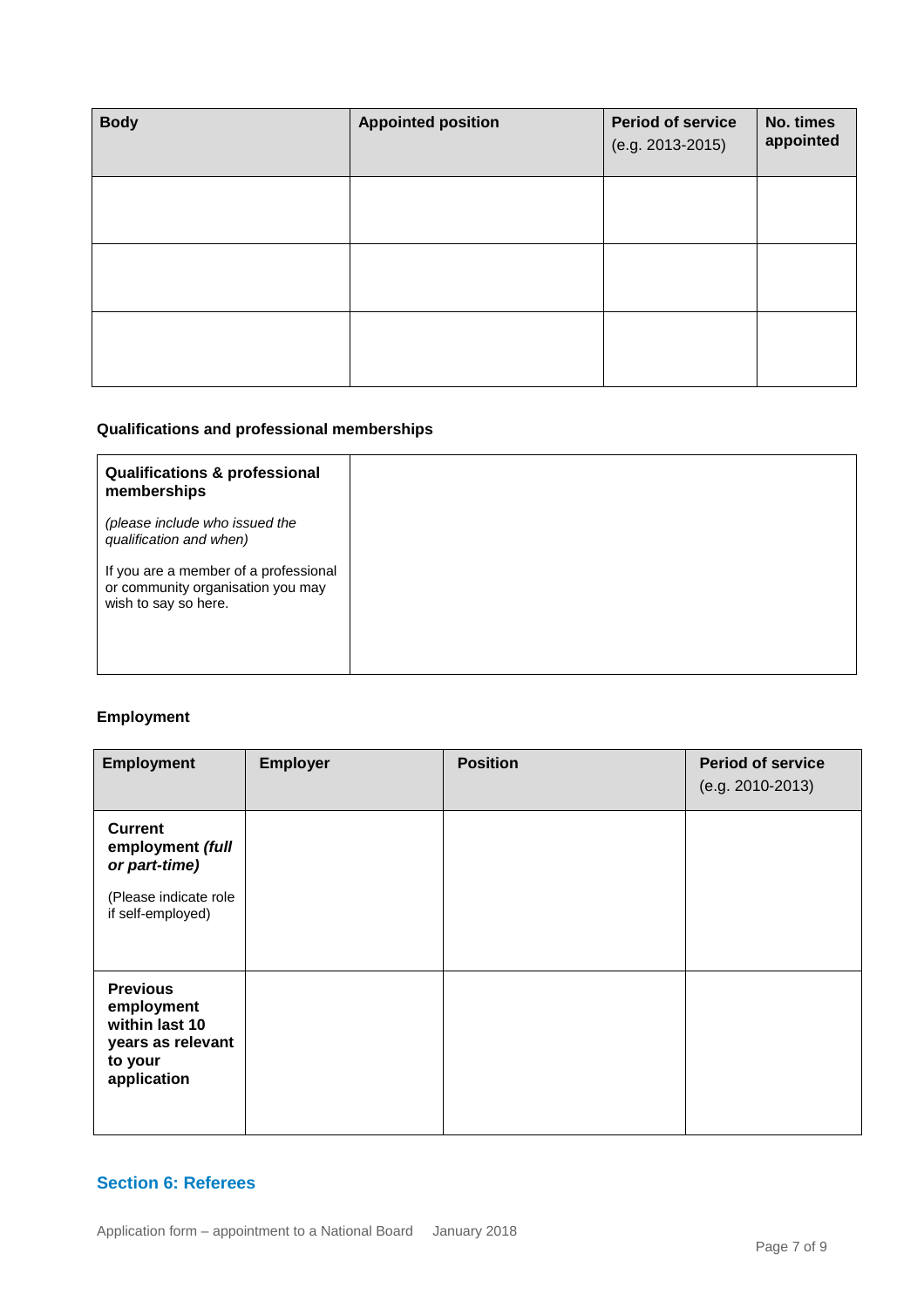| **Body** | **Appointed position** | **Period of service** (e.g. 2013-2015) | **No. times appointed** |
|---|---|---|---|
| | | | |
| | | | |
| | | | |

### Qualifications and professional memberships

| **Qualifications & professional memberships** *(please include who issued the qualification and when)* If you are a member of a professional or community organisation you may wish to say so here. | |
|---|---|

### Employment

| **Employment** | **Employer** | **Position** | **Period of service** (e.g. 2010-2013) |
|---|---|---|---|
| **Current employment *(full or part-time)*** (Please indicate role if self-employed) | | | |
| **Previous employment within last 10 years as relevant to your application** | | | |

## Section 6: Referees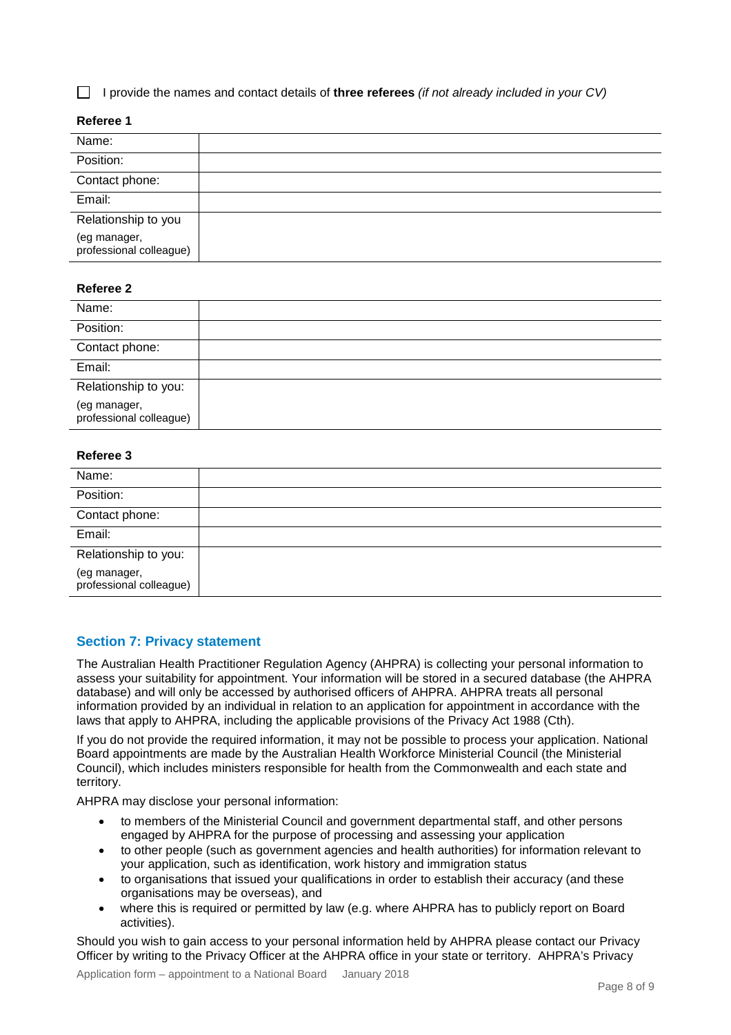☐ I provide the names and contact details of **three referees** *(if not already included in your CV)*

**Referee 1**

| | |
|---|---|
| Name: | |
| Position: | |
| Contact phone: | |
| Email: | |
| Relationship to you (eg manager, professional colleague) | |

**Referee 2**

| | |
|---|---|
| Name: | |
| Position: | |
| Contact phone: | |
| Email: | |
| Relationship to you: (eg manager, professional colleague) | |

**Referee 3**

| | |
|---|---|
| Name: | |
| Position: | |
| Contact phone: | |
| Email: | |
| Relationship to you: (eg manager, professional colleague) | |

## Section 7: Privacy statement

The Australian Health Practitioner Regulation Agency (AHPRA) is collecting your personal information to assess your suitability for appointment. Your information will be stored in a secured database (the AHPRA database) and will only be accessed by authorised officers of AHPRA. AHPRA treats all personal information provided by an individual in relation to an application for appointment in accordance with the laws that apply to AHPRA, including the applicable provisions of the Privacy Act 1988 (Cth).

If you do not provide the required information, it may not be possible to process your application. National Board appointments are made by the Australian Health Workforce Ministerial Council (the Ministerial Council), which includes ministers responsible for health from the Commonwealth and each state and territory.

AHPRA may disclose your personal information:

- to members of the Ministerial Council and government departmental staff, and other persons engaged by AHPRA for the purpose of processing and assessing your application
- to other people (such as government agencies and health authorities) for information relevant to your application, such as identification, work history and immigration status
- to organisations that issued your qualifications in order to establish their accuracy (and these organisations may be overseas), and
- where this is required or permitted by law (e.g. where AHPRA has to publicly report on Board activities).

Should you wish to gain access to your personal information held by AHPRA please contact our Privacy Officer by writing to the Privacy Officer at the AHPRA office in your state or territory. AHPRA's Privacy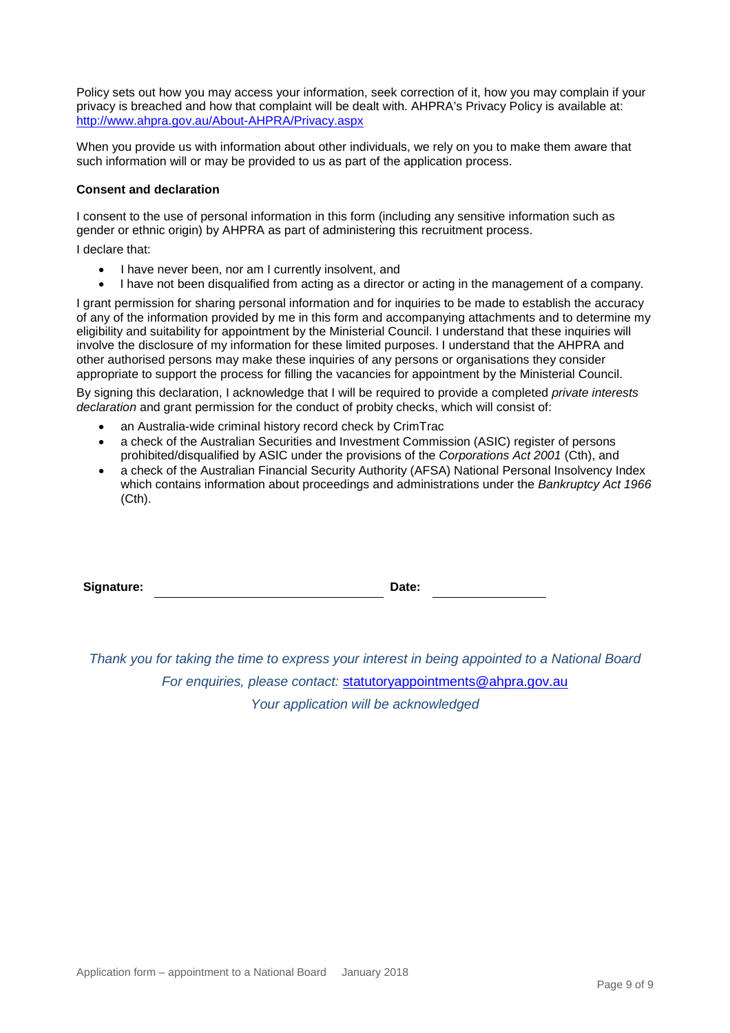Policy sets out how you may access your information, seek correction of it, how you may complain if your privacy is breached and how that complaint will be dealt with. AHPRA's Privacy Policy is available at: [http://www.ahpra.gov.au/About-AHPRA/Privacy.aspx](http://www.ahpra.gov.au/About-AHPRA/Privacy.aspx)

When you provide us with information about other individuals, we rely on you to make them aware that such information will or may be provided to us as part of the application process.

**Consent and declaration**

I consent to the use of personal information in this form (including any sensitive information such as gender or ethnic origin) by AHPRA as part of administering this recruitment process.

I declare that:

- I have never been, nor am I currently insolvent, and
- I have not been disqualified from acting as a director or acting in the management of a company.

I grant permission for sharing personal information and for inquiries to be made to establish the accuracy of any of the information provided by me in this form and accompanying attachments and to determine my eligibility and suitability for appointment by the Ministerial Council. I understand that these inquiries will involve the disclosure of my information for these limited purposes. I understand that the AHPRA and other authorised persons may make these inquiries of any persons or organisations they consider appropriate to support the process for filling the vacancies for appointment by the Ministerial Council.

By signing this declaration, I acknowledge that I will be required to provide a completed *private interests declaration* and grant permission for the conduct of probity checks, which will consist of:

- an Australia-wide criminal history record check by CrimTrac
- a check of the Australian Securities and Investment Commission (ASIC) register of persons prohibited/disqualified by ASIC under the provisions of the *Corporations Act 2001* (Cth), and
- a check of the Australian Financial Security Authority (AFSA) National Personal Insolvency Index which contains information about proceedings and administrations under the *Bankruptcy Act 1966* (Cth).

**Signature:** \_\_\_\_\_\_\_\_\_\_\_\_\_\_\_\_\_\_\_\_\_\_\_\_\_\_\_\_\_\_ **Date:** \_\_\_\_\_\_\_\_\_\_\_\_\_\_\_

*Thank you for taking the time to express your interest in being appointed to a National Board*

*For enquiries, please contact:* [statutoryappointments@ahpra.gov.au](mailto:statutoryappointments@ahpra.gov.au)

*Your application will be acknowledged*